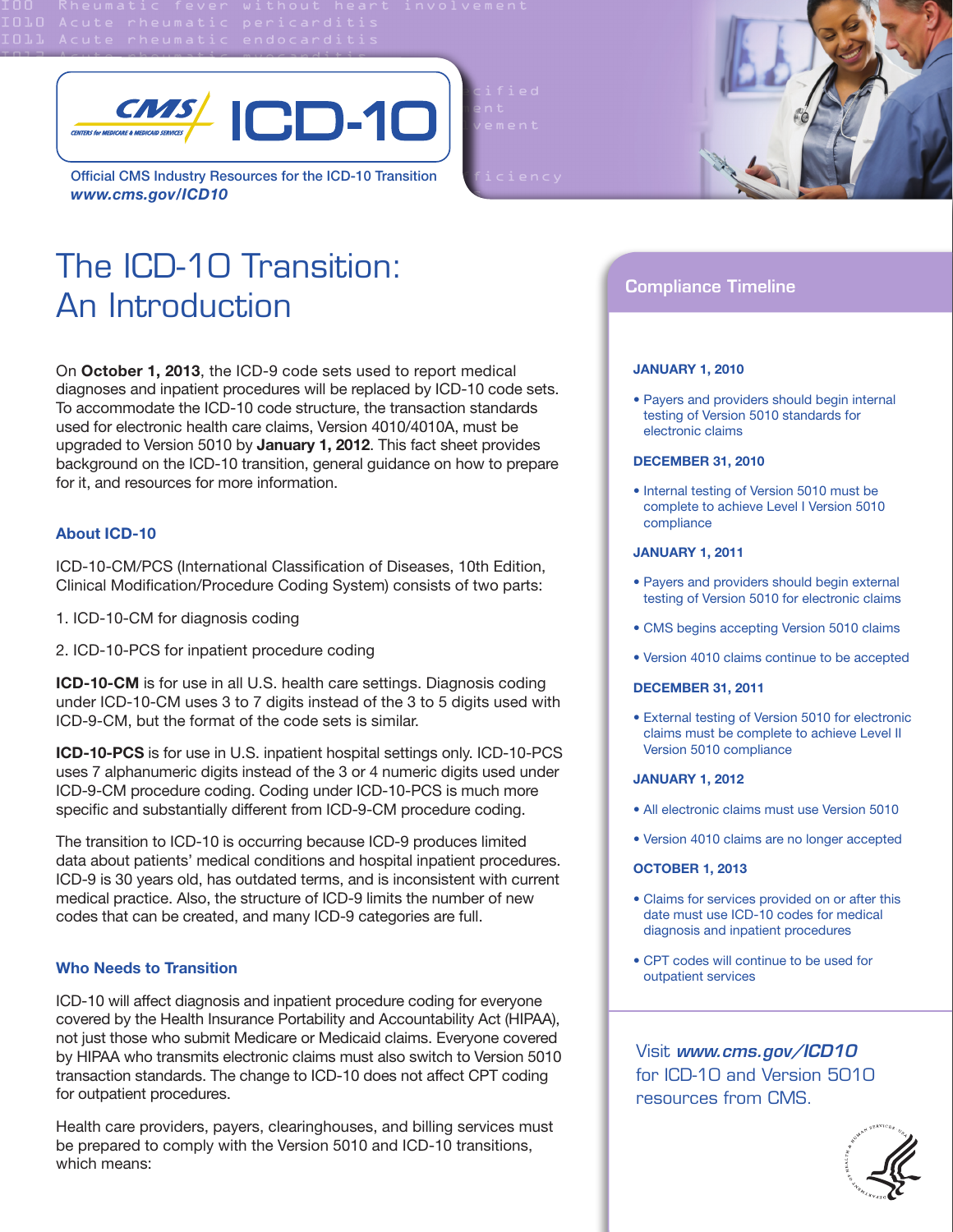Official CMS Industry Resources for the ICD-10 Transition
*www.cms.gov/ICD10*

# The ICD-10 Transition: An Introduction

On **October 1, 2013**, the ICD-9 code sets used to report medical diagnoses and inpatient procedures will be replaced by ICD-10 code sets. To accommodate the ICD-10 code structure, the transaction standards used for electronic health care claims, Version 4010/4010A, must be upgraded to Version 5010 by **January 1, 2012**. This fact sheet provides background on the ICD-10 transition, general guidance on how to prepare for it, and resources for more information.

## About ICD-10

ICD-10-CM/PCS (International Classification of Diseases, 10th Edition, Clinical Modification/Procedure Coding System) consists of two parts:

1. ICD-10-CM for diagnosis coding
2. ICD-10-PCS for inpatient procedure coding

**ICD-10-CM** is for use in all U.S. health care settings. Diagnosis coding under ICD-10-CM uses 3 to 7 digits instead of the 3 to 5 digits used with ICD-9-CM, but the format of the code sets is similar.

**ICD-10-PCS** is for use in U.S. inpatient hospital settings only. ICD-10-PCS uses 7 alphanumeric digits instead of the 3 or 4 numeric digits used under ICD-9-CM procedure coding. Coding under ICD-10-PCS is much more specific and substantially different from ICD-9-CM procedure coding.

The transition to ICD-10 is occurring because ICD-9 produces limited data about patients' medical conditions and hospital inpatient procedures. ICD-9 is 30 years old, has outdated terms, and is inconsistent with current medical practice. Also, the structure of ICD-9 limits the number of new codes that can be created, and many ICD-9 categories are full.

## Who Needs to Transition

ICD-10 will affect diagnosis and inpatient procedure coding for everyone covered by the Health Insurance Portability and Accountability Act (HIPAA), not just those who submit Medicare or Medicaid claims. Everyone covered by HIPAA who transmits electronic claims must also switch to Version 5010 transaction standards. The change to ICD-10 does not affect CPT coding for outpatient procedures.

Health care providers, payers, clearinghouses, and billing services must be prepared to comply with the Version 5010 and ICD-10 transitions, which means:

## Compliance Timeline

**JANUARY 1, 2010**

- Payers and providers should begin internal testing of Version 5010 standards for electronic claims

**DECEMBER 31, 2010**

- Internal testing of Version 5010 must be complete to achieve Level I Version 5010 compliance

**JANUARY 1, 2011**

- Payers and providers should begin external testing of Version 5010 for electronic claims
- CMS begins accepting Version 5010 claims
- Version 4010 claims continue to be accepted

**DECEMBER 31, 2011**

- External testing of Version 5010 for electronic claims must be complete to achieve Level II Version 5010 compliance

**JANUARY 1, 2012**

- All electronic claims must use Version 5010
- Version 4010 claims are no longer accepted

**OCTOBER 1, 2013**

- Claims for services provided on or after this date must use ICD-10 codes for medical diagnosis and inpatient procedures
- CPT codes will continue to be used for outpatient services

Visit *www.cms.gov/ICD10* for ICD-10 and Version 5010 resources from CMS.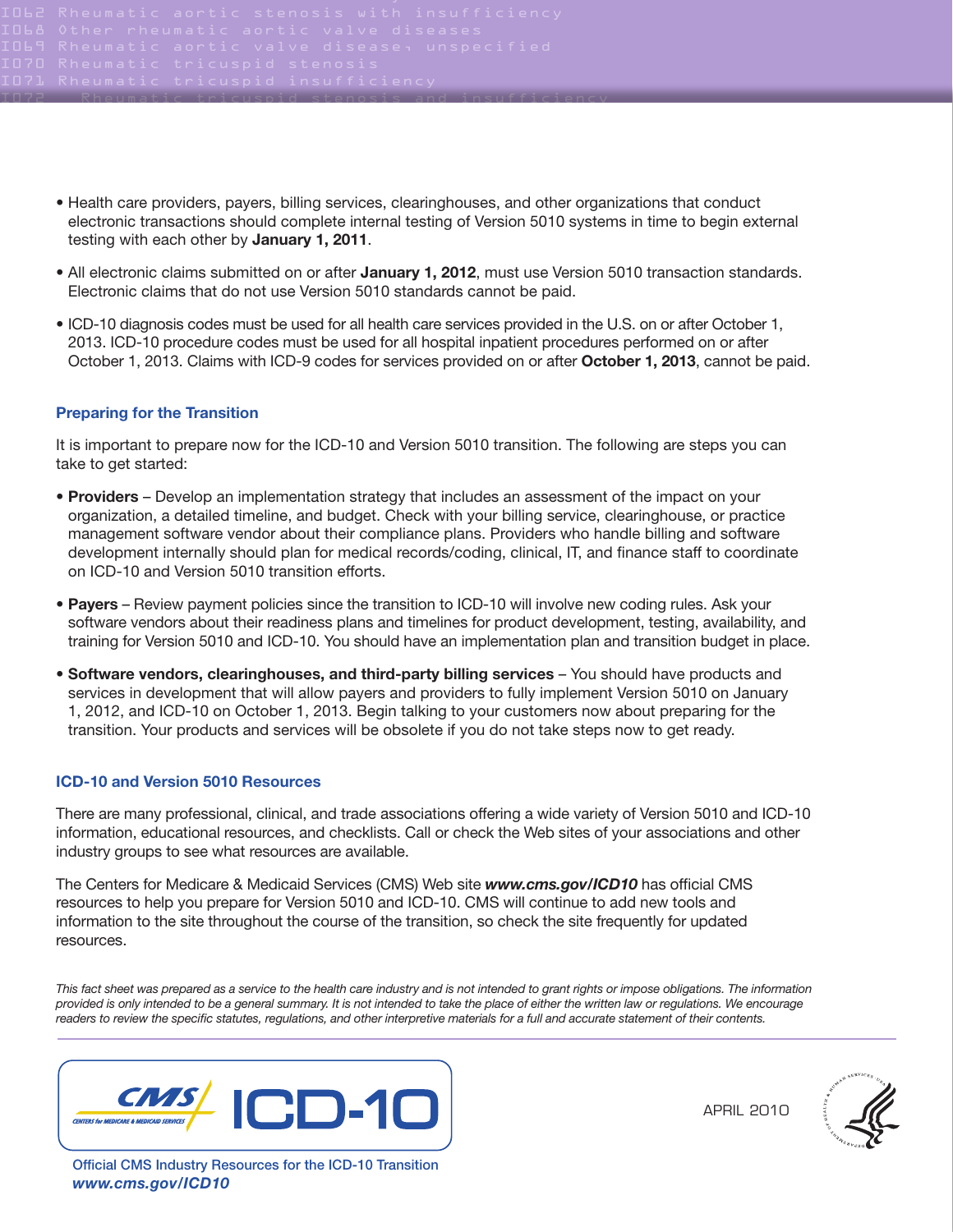- Health care providers, payers, billing services, clearinghouses, and other organizations that conduct electronic transactions should complete internal testing of Version 5010 systems in time to begin external testing with each other by **January 1, 2011**.
- All electronic claims submitted on or after **January 1, 2012**, must use Version 5010 transaction standards. Electronic claims that do not use Version 5010 standards cannot be paid.
- ICD-10 diagnosis codes must be used for all health care services provided in the U.S. on or after October 1, 2013. ICD-10 procedure codes must be used for all hospital inpatient procedures performed on or after October 1, 2013. Claims with ICD-9 codes for services provided on or after **October 1, 2013**, cannot be paid.

### Preparing for the Transition

It is important to prepare now for the ICD-10 and Version 5010 transition. The following are steps you can take to get started:

- **Providers** – Develop an implementation strategy that includes an assessment of the impact on your organization, a detailed timeline, and budget. Check with your billing service, clearinghouse, or practice management software vendor about their compliance plans. Providers who handle billing and software development internally should plan for medical records/coding, clinical, IT, and finance staff to coordinate on ICD-10 and Version 5010 transition efforts.
- **Payers** – Review payment policies since the transition to ICD-10 will involve new coding rules. Ask your software vendors about their readiness plans and timelines for product development, testing, availability, and training for Version 5010 and ICD-10. You should have an implementation plan and transition budget in place.
- **Software vendors, clearinghouses, and third-party billing services** – You should have products and services in development that will allow payers and providers to fully implement Version 5010 on January 1, 2012, and ICD-10 on October 1, 2013. Begin talking to your customers now about preparing for the transition. Your products and services will be obsolete if you do not take steps now to get ready.

### ICD-10 and Version 5010 Resources

There are many professional, clinical, and trade associations offering a wide variety of Version 5010 and ICD-10 information, educational resources, and checklists. Call or check the Web sites of your associations and other industry groups to see what resources are available.

The Centers for Medicare & Medicaid Services (CMS) Web site ***www.cms.gov/ICD10*** has official CMS resources to help you prepare for Version 5010 and ICD-10. CMS will continue to add new tools and information to the site throughout the course of the transition, so check the site frequently for updated resources.

*This fact sheet was prepared as a service to the health care industry and is not intended to grant rights or impose obligations. The information provided is only intended to be a general summary. It is not intended to take the place of either the written law or regulations. We encourage readers to review the specific statutes, regulations, and other interpretive materials for a full and accurate statement of their contents.*

CMS ICD-10

Official CMS Industry Resources for the ICD-10 Transition
***www.cms.gov/ICD10***

APRIL 2010